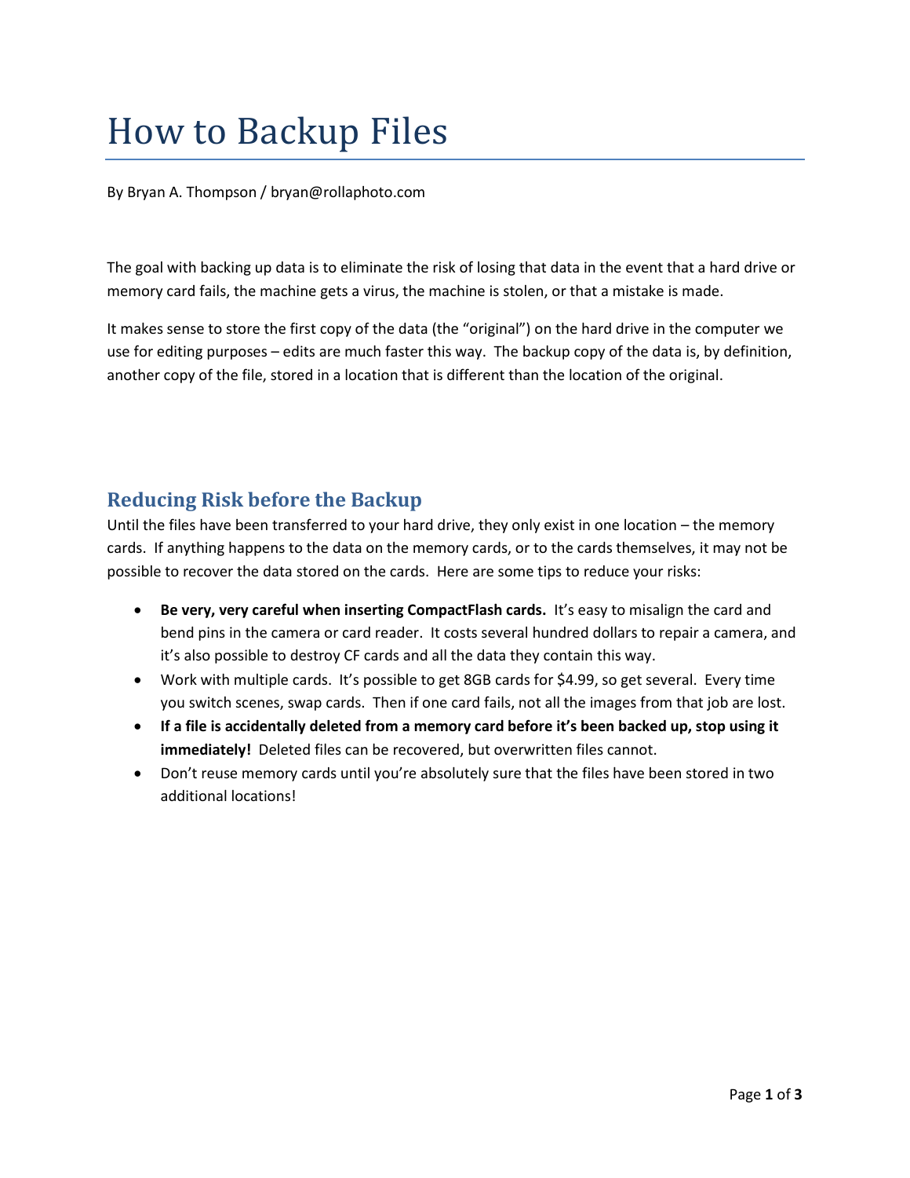# How to Backup Files

By Bryan A. Thompson / bryan@rollaphoto.com

The goal with backing up data is to eliminate the risk of losing that data in the event that a hard drive or memory card fails, the machine gets a virus, the machine is stolen, or that a mistake is made.

It makes sense to store the first copy of the data (the "original") on the hard drive in the computer we use for editing purposes – edits are much faster this way. The backup copy of the data is, by definition, another copy of the file, stored in a location that is different than the location of the original.

## Reducing Risk before the Backup

Until the files have been transferred to your hard drive, they only exist in one location – the memory cards. If anything happens to the data on the memory cards, or to the cards themselves, it may not be possible to recover the data stored on the cards. Here are some tips to reduce your risks:

- **Be very, very careful when inserting CompactFlash cards.** It's easy to misalign the card and bend pins in the camera or card reader. It costs several hundred dollars to repair a camera, and it's also possible to destroy CF cards and all the data they contain this way.
- Work with multiple cards. It's possible to get 8GB cards for $4.99, so get several. Every time you switch scenes, swap cards. Then if one card fails, not all the images from that job are lost.
- **If a file is accidentally deleted from a memory card before it's been backed up, stop using it immediately!** Deleted files can be recovered, but overwritten files cannot.
- Don't reuse memory cards until you're absolutely sure that the files have been stored in two additional locations!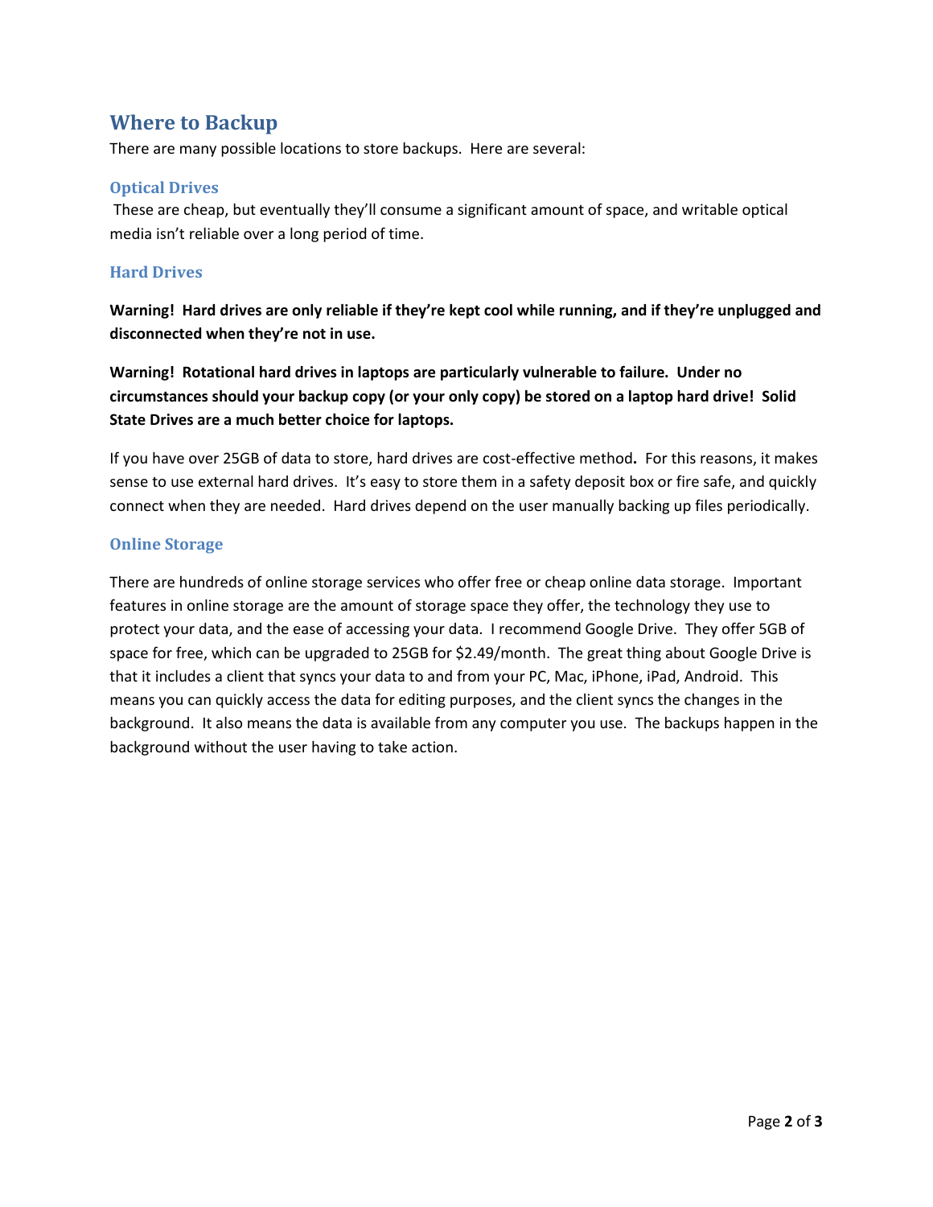## Where to Backup

There are many possible locations to store backups. Here are several:

### Optical Drives

These are cheap, but eventually they'll consume a significant amount of space, and writable optical media isn't reliable over a long period of time.

### Hard Drives

**Warning! Hard drives are only reliable if they're kept cool while running, and if they're unplugged and disconnected when they're not in use.**

**Warning! Rotational hard drives in laptops are particularly vulnerable to failure. Under no circumstances should your backup copy (or your only copy) be stored on a laptop hard drive! Solid State Drives are a much better choice for laptops.**

If you have over 25GB of data to store, hard drives are cost-effective method**.** For this reasons, it makes sense to use external hard drives. It's easy to store them in a safety deposit box or fire safe, and quickly connect when they are needed. Hard drives depend on the user manually backing up files periodically.

### Online Storage

There are hundreds of online storage services who offer free or cheap online data storage. Important features in online storage are the amount of storage space they offer, the technology they use to protect your data, and the ease of accessing your data. I recommend Google Drive. They offer 5GB of space for free, which can be upgraded to 25GB for $2.49/month. The great thing about Google Drive is that it includes a client that syncs your data to and from your PC, Mac, iPhone, iPad, Android. This means you can quickly access the data for editing purposes, and the client syncs the changes in the background. It also means the data is available from any computer you use. The backups happen in the background without the user having to take action.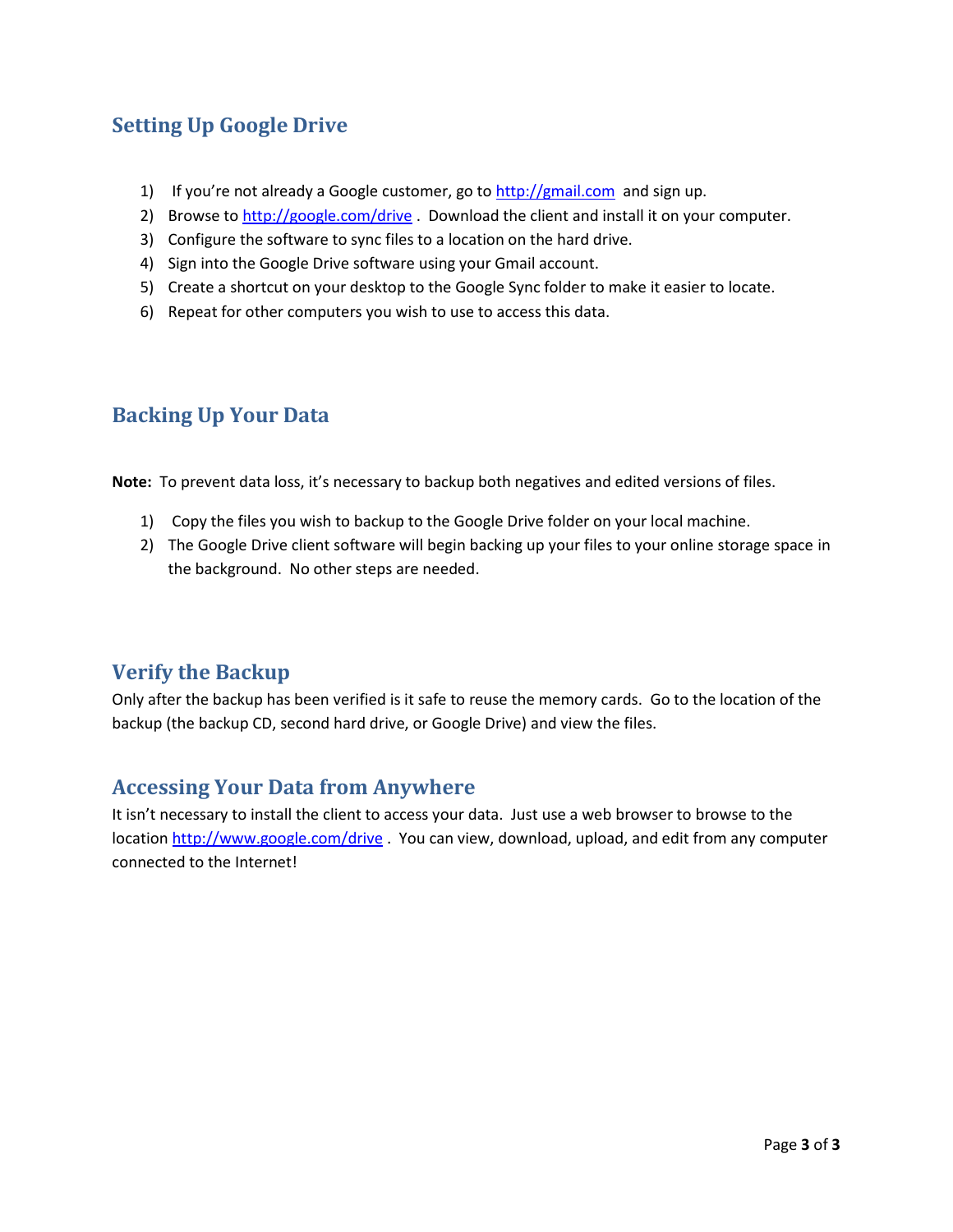## Setting Up Google Drive

1) If you're not already a Google customer, go to http://gmail.com and sign up.
2) Browse to http://google.com/drive . Download the client and install it on your computer.
3) Configure the software to sync files to a location on the hard drive.
4) Sign into the Google Drive software using your Gmail account.
5) Create a shortcut on your desktop to the Google Sync folder to make it easier to locate.
6) Repeat for other computers you wish to use to access this data.

## Backing Up Your Data

**Note:** To prevent data loss, it's necessary to backup both negatives and edited versions of files.

1) Copy the files you wish to backup to the Google Drive folder on your local machine.
2) The Google Drive client software will begin backing up your files to your online storage space in the background. No other steps are needed.

## Verify the Backup

Only after the backup has been verified is it safe to reuse the memory cards. Go to the location of the backup (the backup CD, second hard drive, or Google Drive) and view the files.

## Accessing Your Data from Anywhere

It isn't necessary to install the client to access your data. Just use a web browser to browse to the location http://www.google.com/drive . You can view, download, upload, and edit from any computer connected to the Internet!